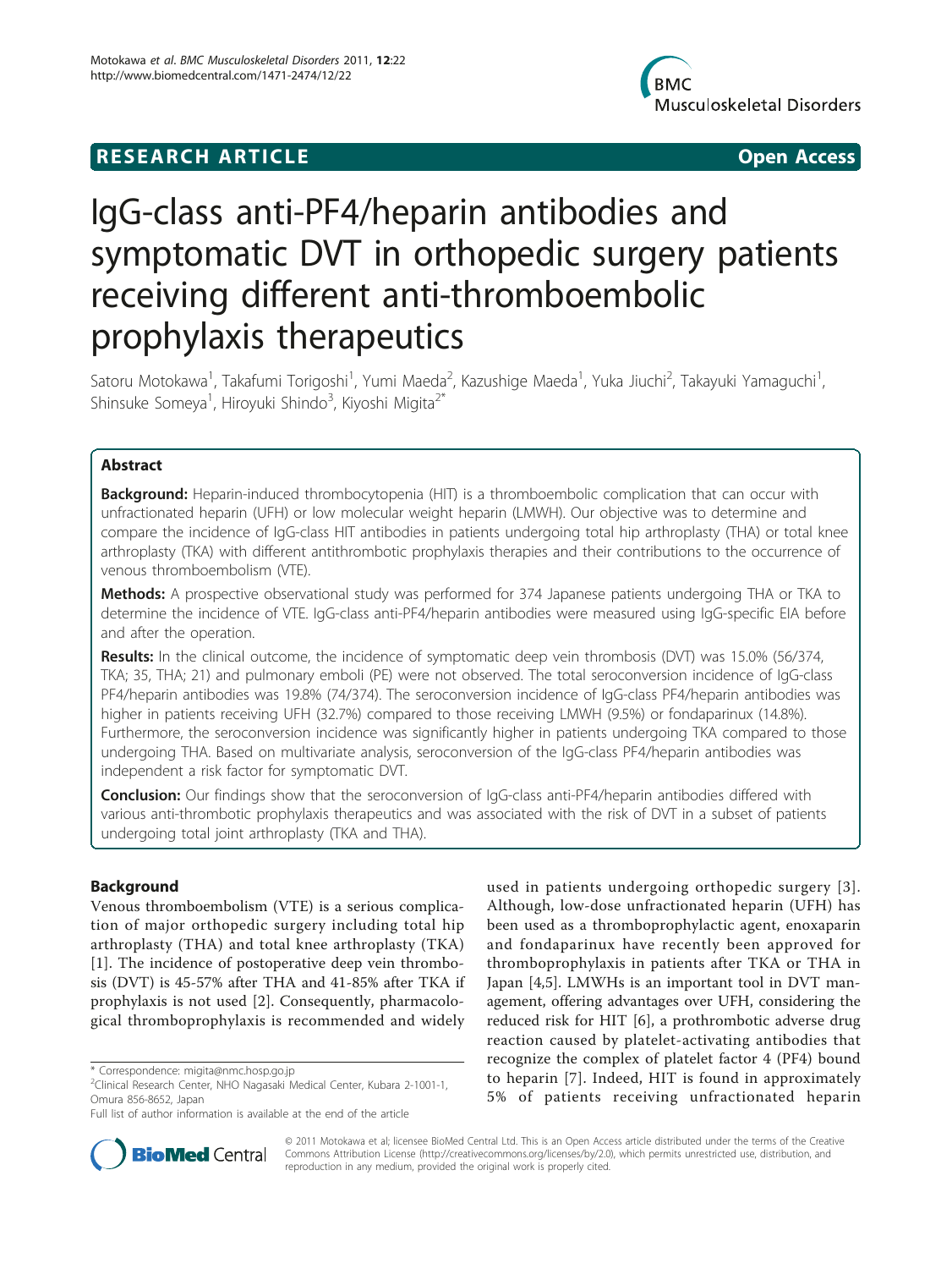RESEARCH ARTICLE Open Access

# IgG-class anti-PF4/heparin antibodies and symptomatic DVT in orthopedic surgery patients receiving different anti-thromboembolic prophylaxis therapeutics

Satoru Motokawa[1], Takafumi Torigoshi[1], Yumi Maeda[2], Kazushige Maeda[1], Yuka Jiuchi[2], Takayuki Yamaguchi[1], Shinsuke Someya[1], Hiroyuki Shindo[3], Kiyoshi Migita[2*]

## Abstract

**Background:** Heparin-induced thrombocytopenia (HIT) is a thromboembolic complication that can occur with unfractionated heparin (UFH) or low molecular weight heparin (LMWH). Our objective was to determine and compare the incidence of IgG-class HIT antibodies in patients undergoing total hip arthroplasty (THA) or total knee arthroplasty (TKA) with different antithrombotic prophylaxis therapies and their contributions to the occurrence of venous thromboembolism (VTE).

**Methods:** A prospective observational study was performed for 374 Japanese patients undergoing THA or TKA to determine the incidence of VTE. IgG-class anti-PF4/heparin antibodies were measured using IgG-specific EIA before and after the operation.

**Results:** In the clinical outcome, the incidence of symptomatic deep vein thrombosis (DVT) was 15.0% (56/374, TKA; 35, THA; 21) and pulmonary emboli (PE) were not observed. The total seroconversion incidence of IgG-class PF4/heparin antibodies was 19.8% (74/374). The seroconversion incidence of IgG-class PF4/heparin antibodies was higher in patients receiving UFH (32.7%) compared to those receiving LMWH (9.5%) or fondaparinux (14.8%). Furthermore, the seroconversion incidence was significantly higher in patients undergoing TKA compared to those undergoing THA. Based on multivariate analysis, seroconversion of the IgG-class PF4/heparin antibodies was independent a risk factor for symptomatic DVT.

**Conclusion:** Our findings show that the seroconversion of IgG-class anti-PF4/heparin antibodies differed with various anti-thrombotic prophylaxis therapeutics and was associated with the risk of DVT in a subset of patients undergoing total joint arthroplasty (TKA and THA).

## Background

Venous thromboembolism (VTE) is a serious complication of major orthopedic surgery including total hip arthroplasty (THA) and total knee arthroplasty (TKA) [1]. The incidence of postoperative deep vein thrombosis (DVT) is 45-57% after THA and 41-85% after TKA if prophylaxis is not used [2]. Consequently, pharmacological thromboprophylaxis is recommended and widely used in patients undergoing orthopedic surgery [3]. Although, low-dose unfractionated heparin (UFH) has been used as a thromboprophylactic agent, enoxaparin and fondaparinux have recently been approved for thromboprophylaxis in patients after TKA or THA in Japan [4,5]. LMWHs is an important tool in DVT management, offering advantages over UFH, considering the reduced risk for HIT [6], a prothrombotic adverse drug reaction caused by platelet-activating antibodies that recognize the complex of platelet factor 4 (PF4) bound to heparin [7]. Indeed, HIT is found in approximately 5% of patients receiving unfractionated heparin

\* Correspondence: migita@nmc.hosp.go.jp
[2]Clinical Research Center, NHO Nagasaki Medical Center, Kubara 2-1001-1, Omura 856-8652, Japan
Full list of author information is available at the end of the article

© 2011 Motokawa et al; licensee BioMed Central Ltd. This is an Open Access article distributed under the terms of the Creative Commons Attribution License (http://creativecommons.org/licenses/by/2.0), which permits unrestricted use, distribution, and reproduction in any medium, provided the original work is properly cited.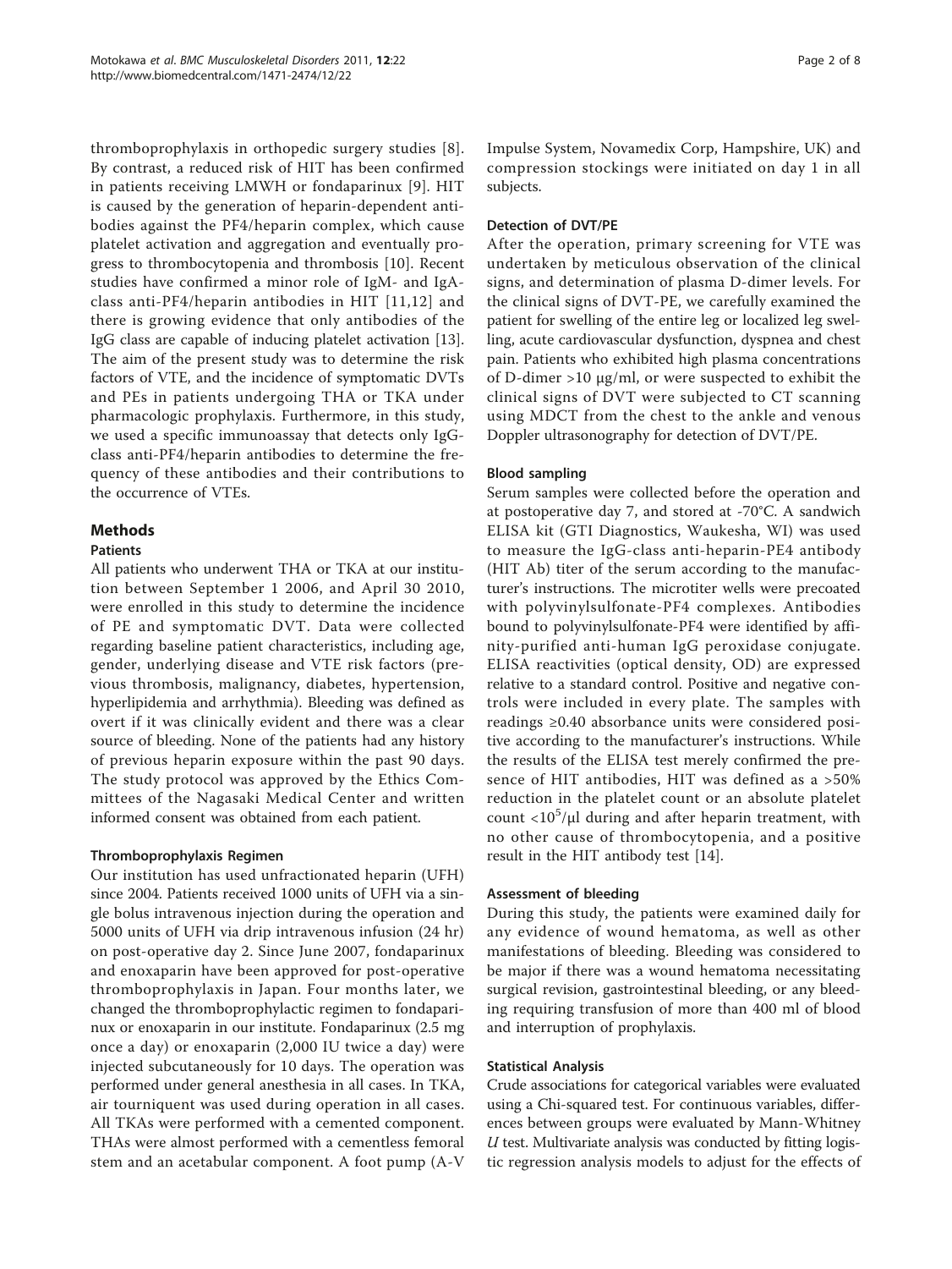thromboprophylaxis in orthopedic surgery studies [8]. By contrast, a reduced risk of HIT has been confirmed in patients receiving LMWH or fondaparinux [9]. HIT is caused by the generation of heparin-dependent antibodies against the PF4/heparin complex, which cause platelet activation and aggregation and eventually progress to thrombocytopenia and thrombosis [10]. Recent studies have confirmed a minor role of IgM- and IgA-class anti-PF4/heparin antibodies in HIT [11,12] and there is growing evidence that only antibodies of the IgG class are capable of inducing platelet activation [13]. The aim of the present study was to determine the risk factors of VTE, and the incidence of symptomatic DVTs and PEs in patients undergoing THA or TKA under pharmacologic prophylaxis. Furthermore, in this study, we used a specific immunoassay that detects only IgG-class anti-PF4/heparin antibodies to determine the frequency of these antibodies and their contributions to the occurrence of VTEs.

## Methods

### Patients

All patients who underwent THA or TKA at our institution between September 1 2006, and April 30 2010, were enrolled in this study to determine the incidence of PE and symptomatic DVT. Data were collected regarding baseline patient characteristics, including age, gender, underlying disease and VTE risk factors (previous thrombosis, malignancy, diabetes, hypertension, hyperlipidemia and arrhythmia). Bleeding was defined as overt if it was clinically evident and there was a clear source of bleeding. None of the patients had any history of previous heparin exposure within the past 90 days. The study protocol was approved by the Ethics Committees of the Nagasaki Medical Center and written informed consent was obtained from each patient.

### Thromboprophylaxis Regimen

Our institution has used unfractionated heparin (UFH) since 2004. Patients received 1000 units of UFH via a single bolus intravenous injection during the operation and 5000 units of UFH via drip intravenous infusion (24 hr) on post-operative day 2. Since June 2007, fondaparinux and enoxaparin have been approved for post-operative thromboprophylaxis in Japan. Four months later, we changed the thromboprophylactic regimen to fondaparinux or enoxaparin in our institute. Fondaparinux (2.5 mg once a day) or enoxaparin (2,000 IU twice a day) were injected subcutaneously for 10 days. The operation was performed under general anesthesia in all cases. In TKA, air tourniquent was used during operation in all cases. All TKAs were performed with a cemented component. THAs were almost performed with a cementless femoral stem and an acetabular component. A foot pump (A-V Impulse System, Novamedix Corp, Hampshire, UK) and compression stockings were initiated on day 1 in all subjects.

### Detection of DVT/PE

After the operation, primary screening for VTE was undertaken by meticulous observation of the clinical signs, and determination of plasma D-dimer levels. For the clinical signs of DVT-PE, we carefully examined the patient for swelling of the entire leg or localized leg swelling, acute cardiovascular dysfunction, dyspnea and chest pain. Patients who exhibited high plasma concentrations of D-dimer >10 μg/ml, or were suspected to exhibit the clinical signs of DVT were subjected to CT scanning using MDCT from the chest to the ankle and venous Doppler ultrasonography for detection of DVT/PE.

### Blood sampling

Serum samples were collected before the operation and at postoperative day 7, and stored at -70°C. A sandwich ELISA kit (GTI Diagnostics, Waukesha, WI) was used to measure the IgG-class anti-heparin-PE4 antibody (HIT Ab) titer of the serum according to the manufacturer's instructions. The microtiter wells were precoated with polyvinylsulfonate-PF4 complexes. Antibodies bound to polyvinylsulfonate-PF4 were identified by affinity-purified anti-human IgG peroxidase conjugate. ELISA reactivities (optical density, OD) are expressed relative to a standard control. Positive and negative controls were included in every plate. The samples with readings ≥0.40 absorbance units were considered positive according to the manufacturer's instructions. While the results of the ELISA test merely confirmed the presence of HIT antibodies, HIT was defined as a >50% reduction in the platelet count or an absolute platelet count $<10^5$/μl during and after heparin treatment, with no other cause of thrombocytopenia, and a positive result in the HIT antibody test [14].

### Assessment of bleeding

During this study, the patients were examined daily for any evidence of wound hematoma, as well as other manifestations of bleeding. Bleeding was considered to be major if there was a wound hematoma necessitating surgical revision, gastrointestinal bleeding, or any bleeding requiring transfusion of more than 400 ml of blood and interruption of prophylaxis.

### Statistical Analysis

Crude associations for categorical variables were evaluated using a Chi-squared test. For continuous variables, differences between groups were evaluated by Mann-Whitney *U* test. Multivariate analysis was conducted by fitting logistic regression analysis models to adjust for the effects of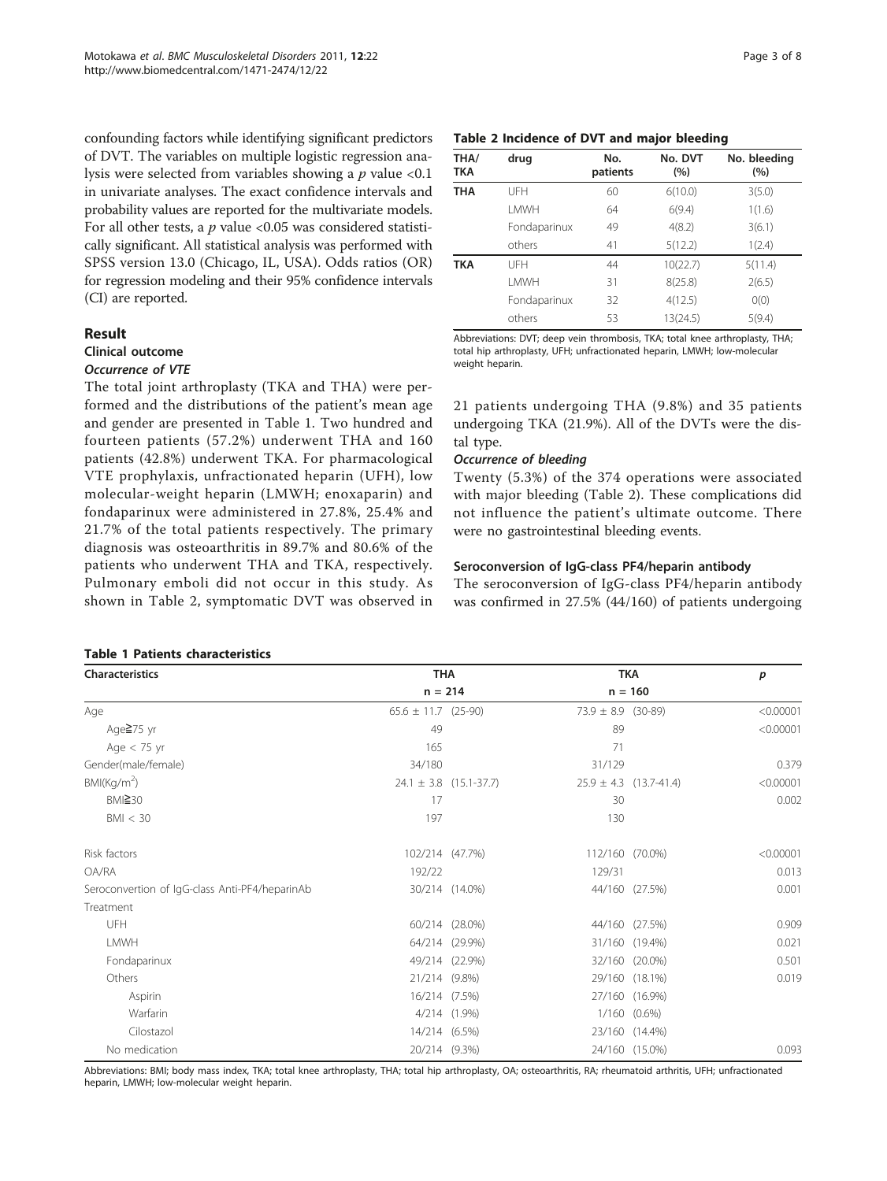confounding factors while identifying significant predictors of DVT. The variables on multiple logistic regression analysis were selected from variables showing a $p$ value <0.1 in univariate analyses. The exact confidence intervals and probability values are reported for the multivariate models. For all other tests, a $p$ value <0.05 was considered statistically significant. All statistical analysis was performed with SPSS version 13.0 (Chicago, IL, USA). Odds ratios (OR) for regression modeling and their 95% confidence intervals (CI) are reported.

## Result

### Clinical outcome

#### *Occurrence of VTE*

The total joint arthroplasty (TKA and THA) were performed and the distributions of the patient's mean age and gender are presented in Table 1. Two hundred and fourteen patients (57.2%) underwent THA and 160 patients (42.8%) underwent TKA. For pharmacological VTE prophylaxis, unfractionated heparin (UFH), low molecular-weight heparin (LMWH; enoxaparin) and fondaparinux were administered in 27.8%, 25.4% and 21.7% of the total patients respectively. The primary diagnosis was osteoarthritis in 89.7% and 80.6% of the patients who underwent THA and TKA, respectively. Pulmonary emboli did not occur in this study. As shown in Table 2, symptomatic DVT was observed in 21 patients undergoing THA (9.8%) and 35 patients undergoing TKA (21.9%). All of the DVTs were the distal type.

**Table 2 Incidence of DVT and major bleeding**

| THA/TKA | drug | No. patients | No. DVT (%) | No. bleeding (%) |
|---|---|---|---|---|
| **THA** | UFH | 60 | 6(10.0) | 3(5.0) |
| | LMWH | 64 | 6(9.4) | 1(1.6) |
| | Fondaparinux | 49 | 4(8.2) | 3(6.1) |
| | others | 41 | 5(12.2) | 1(2.4) |
| **TKA** | UFH | 44 | 10(22.7) | 5(11.4) |
| | LMWH | 31 | 8(25.8) | 2(6.5) |
| | Fondaparinux | 32 | 4(12.5) | 0(0) |
| | others | 53 | 13(24.5) | 5(9.4) |

Abbreviations: DVT; deep vein thrombosis, TKA; total knee arthroplasty, THA; total hip arthroplasty, UFH; unfractionated heparin, LMWH; low-molecular weight heparin.

#### *Occurrence of bleeding*

Twenty (5.3%) of the 374 operations were associated with major bleeding (Table 2). These complications did not influence the patient's ultimate outcome. There were no gastrointestinal bleeding events.

### Seroconversion of IgG-class PF4/heparin antibody

The seroconversion of IgG-class PF4/heparin antibody was confirmed in 27.5% (44/160) of patients undergoing

**Table 1 Patients characteristics**

| Characteristics | THA | | TKA | | p |
|---|---|---|---|---|---|
| | n = 214 | | n = 160 | | |
| Age | 65.6 ± 11.7 | (25-90) | 73.9 ± 8.9 | (30-89) | <0.00001 |
| Age≧75 yr | 49 | | 89 | | <0.00001 |
| Age < 75 yr | 165 | | 71 | | |
| Gender(male/female) | 34/180 | | 31/129 | | 0.379 |
| BMI(Kg/m$^2$) | 24.1 ± 3.8 | (15.1-37.7) | 25.9 ± 4.3 | (13.7-41.4) | <0.00001 |
| BMI≧30 | 17 | | 30 | | 0.002 |
| BMI < 30 | 197 | | 130 | | |
| Risk factors | 102/214 | (47.7%) | 112/160 | (70.0%) | <0.00001 |
| OA/RA | 192/22 | | 129/31 | | 0.013 |
| Seroconvertion of IgG-class Anti-PF4/heparinAb | 30/214 | (14.0%) | 44/160 | (27.5%) | 0.001 |
| Treatment | | | | | |
| UFH | 60/214 | (28.0%) | 44/160 | (27.5%) | 0.909 |
| LMWH | 64/214 | (29.9%) | 31/160 | (19.4%) | 0.021 |
| Fondaparinux | 49/214 | (22.9%) | 32/160 | (20.0%) | 0.501 |
| Others | 21/214 | (9.8%) | 29/160 | (18.1%) | 0.019 |
| Aspirin | 16/214 | (7.5%) | 27/160 | (16.9%) | |
| Warfarin | 4/214 | (1.9%) | 1/160 | (0.6%) | |
| Cilostazol | 14/214 | (6.5%) | 23/160 | (14.4%) | |
| No medication | 20/214 | (9.3%) | 24/160 | (15.0%) | 0.093 |

Abbreviations: BMI; body mass index, TKA; total knee arthroplasty, THA; total hip arthroplasty, OA; osteoarthritis, RA; rheumatoid arthritis, UFH; unfractionated heparin, LMWH; low-molecular weight heparin.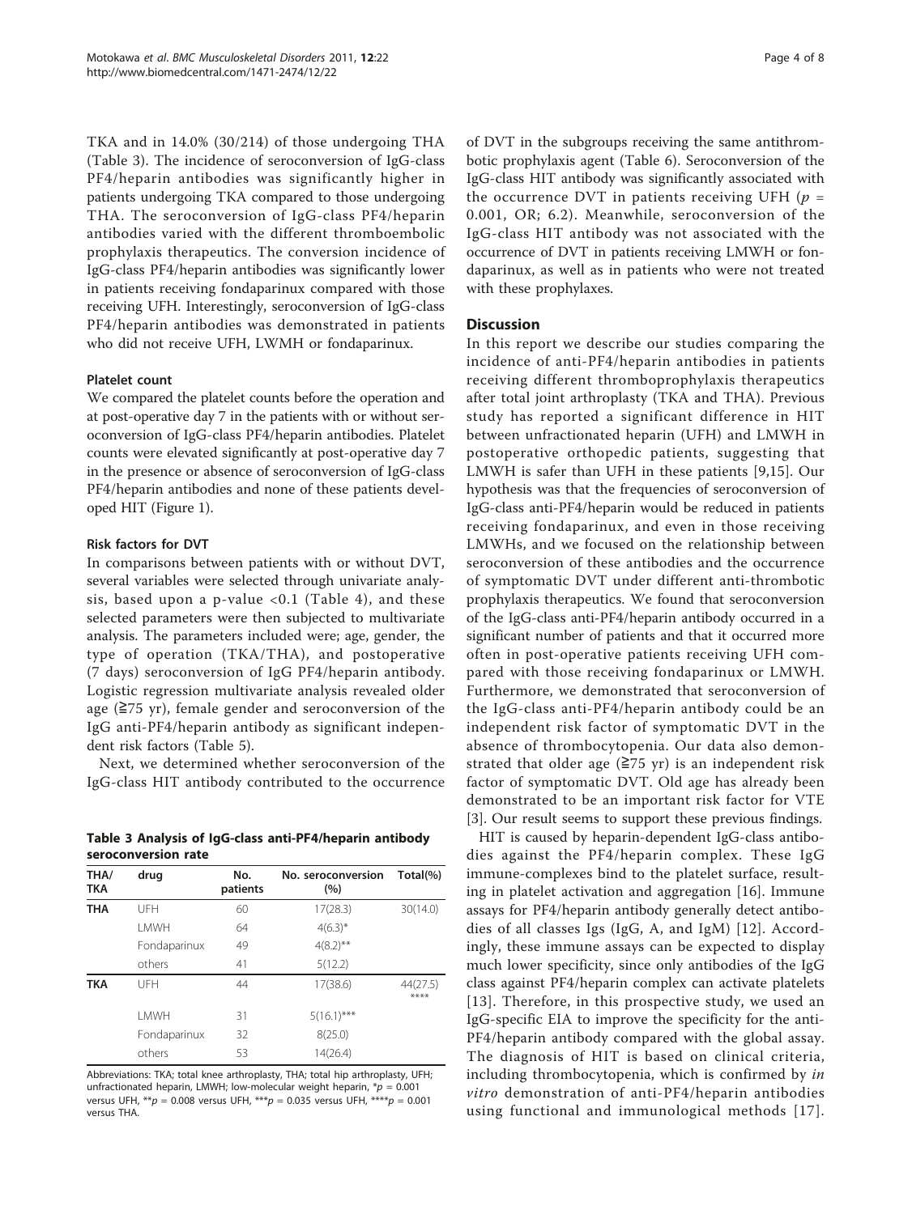TKA and in 14.0% (30/214) of those undergoing THA (Table 3). The incidence of seroconversion of IgG-class PF4/heparin antibodies was significantly higher in patients undergoing TKA compared to those undergoing THA. The seroconversion of IgG-class PF4/heparin antibodies varied with the different thromboembolic prophylaxis therapeutics. The conversion incidence of IgG-class PF4/heparin antibodies was significantly lower in patients receiving fondaparinux compared with those receiving UFH. Interestingly, seroconversion of IgG-class PF4/heparin antibodies was demonstrated in patients who did not receive UFH, LWMH or fondaparinux.

### Platelet count

We compared the platelet counts before the operation and at post-operative day 7 in the patients with or without seroconversion of IgG-class PF4/heparin antibodies. Platelet counts were elevated significantly at post-operative day 7 in the presence or absence of seroconversion of IgG-class PF4/heparin antibodies and none of these patients developed HIT (Figure 1).

### Risk factors for DVT

In comparisons between patients with or without DVT, several variables were selected through univariate analysis, based upon a p-value <0.1 (Table 4), and these selected parameters were then subjected to multivariate analysis. The parameters included were; age, gender, the type of operation (TKA/THA), and postoperative (7 days) seroconversion of IgG PF4/heparin antibody. Logistic regression multivariate analysis revealed older age (≧75 yr), female gender and seroconversion of the IgG anti-PF4/heparin antibody as significant independent risk factors (Table 5).

Next, we determined whether seroconversion of the IgG-class HIT antibody contributed to the occurrence of DVT in the subgroups receiving the same antithrombotic prophylaxis agent (Table 6). Seroconversion of the IgG-class HIT antibody was significantly associated with the occurrence DVT in patients receiving UFH ($p$ = 0.001, OR; 6.2). Meanwhile, seroconversion of the IgG-class HIT antibody was not associated with the occurrence of DVT in patients receiving LMWH or fondaparinux, as well as in patients who were not treated with these prophylaxes.

**Table 3 Analysis of IgG-class anti-PF4/heparin antibody seroconversion rate**

| THA/ TKA | drug | No. patients | No. seroconversion (%) | Total(%) |
|---|---|---|---|---|
| **THA** | UFH | 60 | 17(28.3) | 30(14.0) |
| | LMWH | 64 | 4(6.3)* | |
| | Fondaparinux | 49 | 4(8.2)** | |
| | others | 41 | 5(12.2) | |
| **TKA** | UFH | 44 | 17(38.6) | 44(27.5) **** |
| | LMWH | 31 | 5(16.1)*** | |
| | Fondaparinux | 32 | 8(25.0) | |
| | others | 53 | 14(26.4) | |

Abbreviations: TKA; total knee arthroplasty, THA; total hip arthroplasty, UFH; unfractionated heparin, LMWH; low-molecular weight heparin, *$p$ = 0.001 versus UFH, **$p$ = 0.008 versus UFH, ***$p$ = 0.035 versus UFH, ****$p$ = 0.001 versus THA.

## Discussion

In this report we describe our studies comparing the incidence of anti-PF4/heparin antibodies in patients receiving different thromboprophylaxis therapeutics after total joint arthroplasty (TKA and THA). Previous study has reported a significant difference in HIT between unfractionated heparin (UFH) and LMWH in postoperative orthopedic patients, suggesting that LMWH is safer than UFH in these patients [9,15]. Our hypothesis was that the frequencies of seroconversion of IgG-class anti-PF4/heparin would be reduced in patients receiving fondaparinux, and even in those receiving LMWHs, and we focused on the relationship between seroconversion of these antibodies and the occurrence of symptomatic DVT under different anti-thrombotic prophylaxis therapeutics. We found that seroconversion of the IgG-class anti-PF4/heparin antibody occurred in a significant number of patients and that it occurred more often in post-operative patients receiving UFH compared with those receiving fondaparinux or LMWH. Furthermore, we demonstrated that seroconversion of the IgG-class anti-PF4/heparin antibody could be an independent risk factor of symptomatic DVT in the absence of thrombocytopenia. Our data also demonstrated that older age (≧75 yr) is an independent risk factor of symptomatic DVT. Old age has already been demonstrated to be an important risk factor for VTE [3]. Our result seems to support these previous findings.

HIT is caused by heparin-dependent IgG-class antibodies against the PF4/heparin complex. These IgG immune-complexes bind to the platelet surface, resulting in platelet activation and aggregation [16]. Immune assays for PF4/heparin antibody generally detect antibodies of all classes Igs (IgG, A, and IgM) [12]. Accordingly, these immune assays can be expected to display much lower specificity, since only antibodies of the IgG class against PF4/heparin complex can activate platelets [13]. Therefore, in this prospective study, we used an IgG-specific EIA to improve the specificity for the anti-PF4/heparin antibody compared with the global assay. The diagnosis of HIT is based on clinical criteria, including thrombocytopenia, which is confirmed by *in vitro* demonstration of anti-PF4/heparin antibodies using functional and immunological methods [17].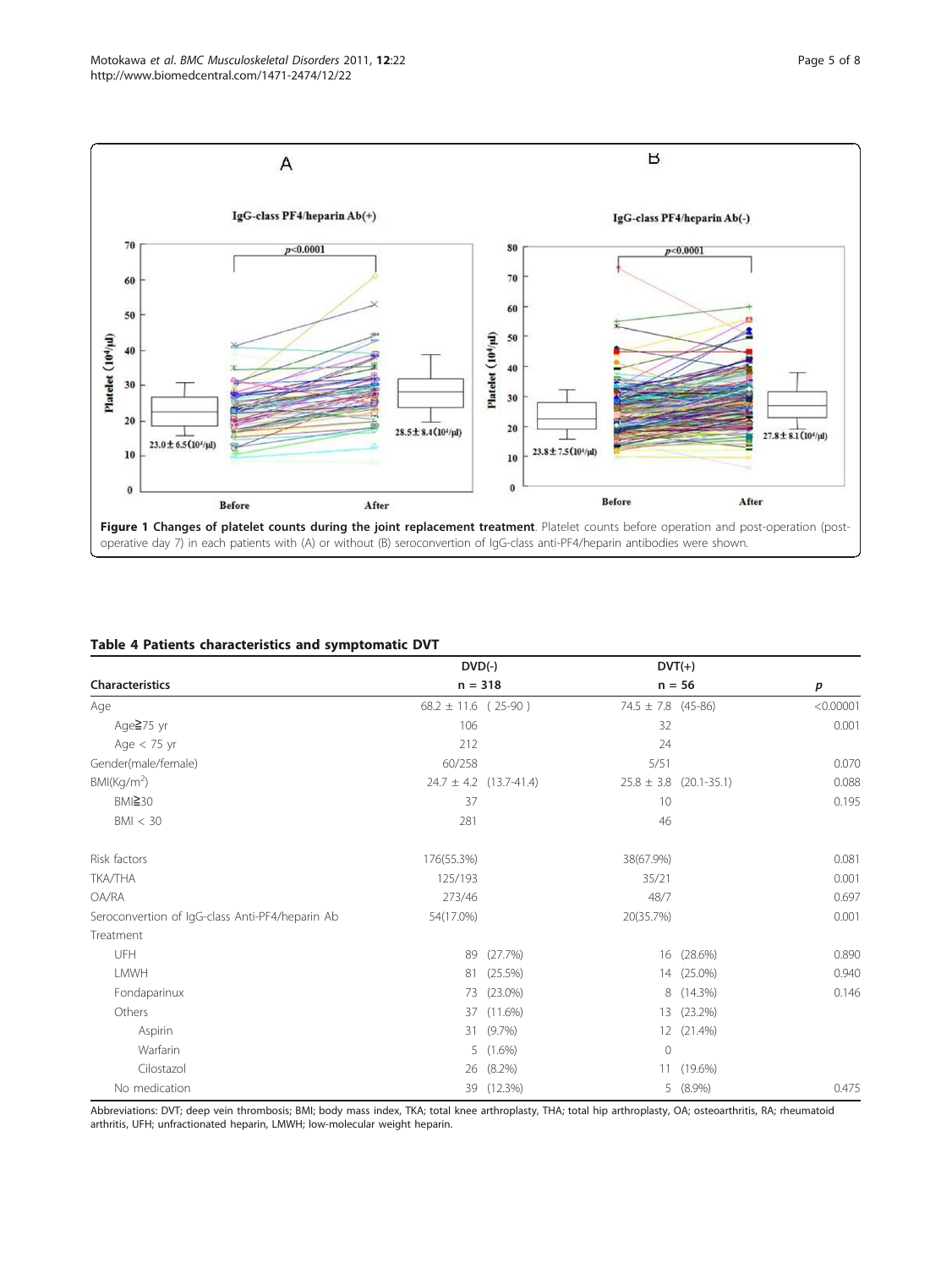**Figure 1 Changes of platelet counts during the joint replacement treatment**. Platelet counts before operation and post-operation (post-operative day 7) in each patients with (A) or without (B) seroconvertion of IgG-class anti-PF4/heparin antibodies were shown.

**Table 4 Patients characteristics and symptomatic DVT**

| Characteristics | DVD(-) n = 318 | DVT(+) n = 56 | p |
|---|---|---|---|
| Age | 68.2 ± 11.6 ( 25-90 ) | 74.5 ± 7.8 (45-86) | <0.00001 |
| Age≧75 yr | 106 | 32 | 0.001 |
| Age < 75 yr | 212 | 24 | |
| Gender(male/female) | 60/258 | 5/51 | 0.070 |
| BMI(Kg/m$^2$) | 24.7 ± 4.2 (13.7-41.4) | 25.8 ± 3.8 (20.1-35.1) | 0.088 |
| BMI≧30 | 37 | 10 | 0.195 |
| BMI < 30 | 281 | 46 | |
| Risk factors | 176(55.3%) | 38(67.9%) | 0.081 |
| TKA/THA | 125/193 | 35/21 | 0.001 |
| OA/RA | 273/46 | 48/7 | 0.697 |
| Seroconvertion of IgG-class Anti-PF4/heparin Ab | 54(17.0%) | 20(35.7%) | 0.001 |
| Treatment | | | |
| UFH | 89 (27.7%) | 16 (28.6%) | 0.890 |
| LMWH | 81 (25.5%) | 14 (25.0%) | 0.940 |
| Fondaparinux | 73 (23.0%) | 8 (14.3%) | 0.146 |
| Others | 37 (11.6%) | 13 (23.2%) | |
| Aspirin | 31 (9.7%) | 12 (21.4%) | |
| Warfarin | 5 (1.6%) | 0 | |
| Cilostazol | 26 (8.2%) | 11 (19.6%) | |
| No medication | 39 (12.3%) | 5 (8.9%) | 0.475 |

Abbreviations: DVT; deep vein thrombosis; BMI; body mass index, TKA; total knee arthroplasty, THA; total hip arthroplasty, OA; osteoarthritis, RA; rheumatoid arthritis, UFH; unfractionated heparin, LMWH; low-molecular weight heparin.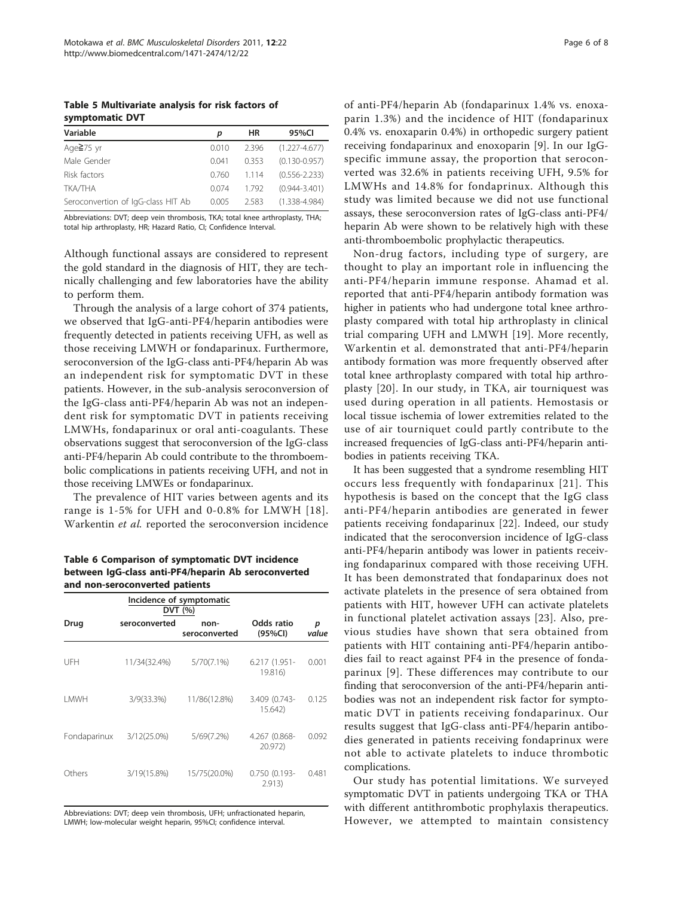**Table 5 Multivariate analysis for risk factors of symptomatic DVT**

| Variable | p | HR | 95%CI |
|---|---|---|---|
| Age≧75 yr | 0.010 | 2.396 | (1.227-4.677) |
| Male Gender | 0.041 | 0.353 | (0.130-0.957) |
| Risk factors | 0.760 | 1.114 | (0.556-2.233) |
| TKA/THA | 0.074 | 1.792 | (0.944-3.401) |
| Seroconvertion of IgG-class HIT Ab | 0.005 | 2.583 | (1.338-4.984) |

Abbreviations: DVT; deep vein thrombosis, TKA; total knee arthroplasty, THA; total hip arthroplasty, HR; Hazard Ratio, CI; Confidence Interval.

Although functional assays are considered to represent the gold standard in the diagnosis of HIT, they are technically challenging and few laboratories have the ability to perform them.

Through the analysis of a large cohort of 374 patients, we observed that IgG-anti-PF4/heparin antibodies were frequently detected in patients receiving UFH, as well as those receiving LMWH or fondaparinux. Furthermore, seroconversion of the IgG-class anti-PF4/heparin Ab was an independent risk for symptomatic DVT in these patients. However, in the sub-analysis seroconversion of the IgG-class anti-PF4/heparin Ab was not an independent risk for symptomatic DVT in patients receiving LMWHs, fondaparinux or oral anti-coagulants. These observations suggest that seroconversion of the IgG-class anti-PF4/heparin Ab could contribute to the thromboembolic complications in patients receiving UFH, and not in those receiving LMWEs or fondaparinux.

The prevalence of HIT varies between agents and its range is 1-5% for UFH and 0-0.8% for LMWH [18]. Warkentin *et al.* reported the seroconversion incidence of anti-PF4/heparin Ab (fondaparinux 1.4% vs. enoxaparin 1.3%) and the incidence of HIT (fondaparinux 0.4% vs. enoxaparin 0.4%) in orthopedic surgery patient receiving fondaparinux and enoxoparin [9]. In our IgG-specific immune assay, the proportion that seroconverted was 32.6% in patients receiving UFH, 9.5% for LMWHs and 14.8% for fondaprinux. Although this study was limited because we did not use functional assays, these seroconversion rates of IgG-class anti-PF4/heparin Ab were shown to be relatively high with these anti-thromboembolic prophylactic therapeutics.

**Table 6 Comparison of symptomatic DVT incidence between IgG-class anti-PF4/heparin Ab seroconverted and non-seroconverted patients**

| Drug | Incidence of symptomatic DVT (%) | | Odds ratio (95%CI) | p value |
|---|---|---|---|---|
| | seroconverted | non-seroconverted | | |
| UFH | 11/34(32.4%) | 5/70(7.1%) | 6.217 (1.951-19.816) | 0.001 |
| LMWH | 3/9(33.3%) | 11/86(12.8%) | 3.409 (0.743-15.642) | 0.125 |
| Fondaparinux | 3/12(25.0%) | 5/69(7.2%) | 4.267 (0.868-20.972) | 0.092 |
| Others | 3/19(15.8%) | 15/75(20.0%) | 0.750 (0.193-2.913) | 0.481 |

Abbreviations: DVT; deep vein thrombosis, UFH; unfractionated heparin, LMWH; low-molecular weight heparin, 95%CI; confidence interval.

Non-drug factors, including type of surgery, are thought to play an important role in influencing the anti-PF4/heparin immune response. Ahamad et al. reported that anti-PF4/heparin antibody formation was higher in patients who had undergone total knee arthroplasty compared with total hip arthroplasty in clinical trial comparing UFH and LMWH [19]. More recently, Warkentin et al. demonstrated that anti-PF4/heparin antibody formation was more frequently observed after total knee arthroplasty compared with total hip arthroplasty [20]. In our study, in TKA, air tourniquet was used during operation in all patients. Hemostasis or local tissue ischemia of lower extremities related to the use of air tourniquet could partly contribute to the increased frequencies of IgG-class anti-PF4/heparin antibodies in patients receiving TKA.

It has been suggested that a syndrome resembling HIT occurs less frequently with fondaparinux [21]. This hypothesis is based on the concept that the IgG class anti-PF4/heparin antibodies are generated in fewer patients receiving fondaparinux [22]. Indeed, our study indicated that the seroconversion incidence of IgG-class anti-PF4/heparin antibody was lower in patients receiving fondaparinux compared with those receiving UFH. It has been demonstrated that fondaparinux does not activate platelets in the presence of sera obtained from patients with HIT, however UFH can activate platelets in functional platelet activation assays [23]. Also, previous studies have shown that sera obtained from patients with HIT containing anti-PF4/heparin antibodies fail to react against PF4 in the presence of fondaparinux [9]. These differences may contribute to our finding that seroconversion of the anti-PF4/heparin antibodies was not an independent risk factor for symptomatic DVT in patients receiving fondaparinux. Our results suggest that IgG-class anti-PF4/heparin antibodies generated in patients receiving fondaprinux were not able to activate platelets to induce thrombotic complications.

Our study has potential limitations. We surveyed symptomatic DVT in patients undergoing TKA or THA with different antithrombotic prophylaxis therapeutics. However, we attempted to maintain consistency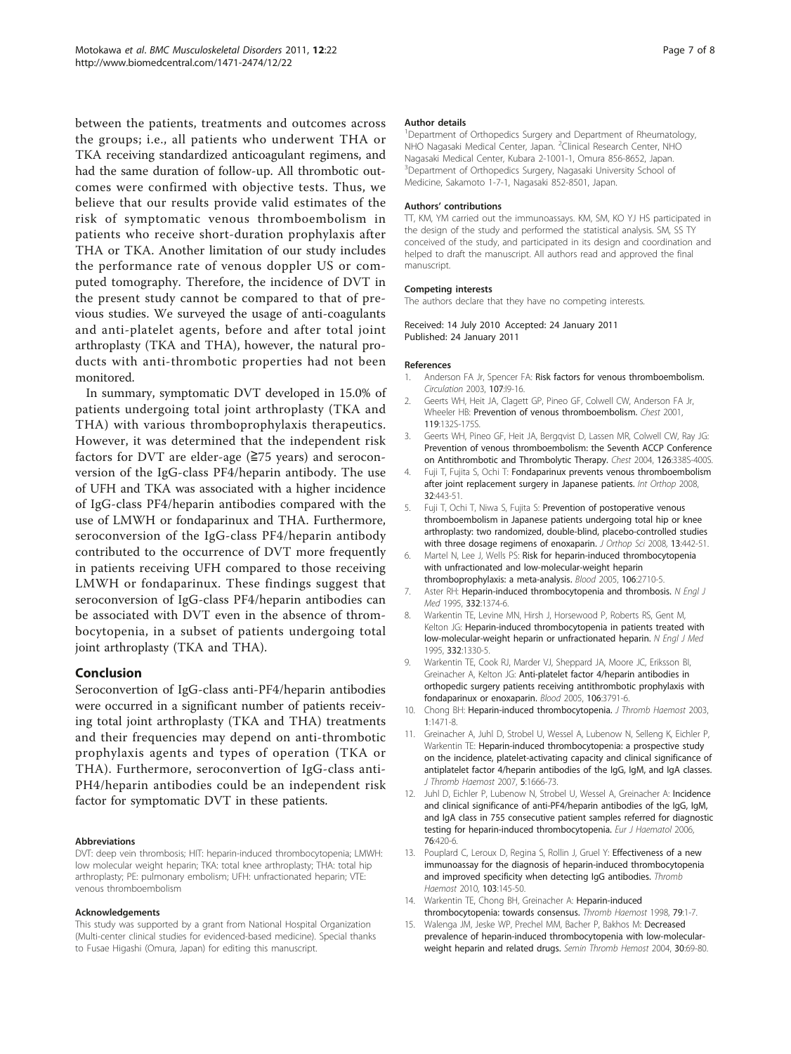between the patients, treatments and outcomes across the groups; i.e., all patients who underwent THA or TKA receiving standardized anticoagulant regimens, and had the same duration of follow-up. All thrombotic outcomes were confirmed with objective tests. Thus, we believe that our results provide valid estimates of the risk of symptomatic venous thromboembolism in patients who receive short-duration prophylaxis after THA or TKA. Another limitation of our study includes the performance rate of venous doppler US or computed tomography. Therefore, the incidence of DVT in the present study cannot be compared to that of previous studies. We surveyed the usage of anti-coagulants and anti-platelet agents, before and after total joint arthroplasty (TKA and THA), however, the natural products with anti-thrombotic properties had not been monitored.

In summary, symptomatic DVT developed in 15.0% of patients undergoing total joint arthroplasty (TKA and THA) with various thromboprophylaxis therapeutics. However, it was determined that the independent risk factors for DVT are elder-age (≧75 years) and seroconversion of the IgG-class PF4/heparin antibody. The use of UFH and TKA was associated with a higher incidence of IgG-class PF4/heparin antibodies compared with the use of LMWH or fondaparinux and THA. Furthermore, seroconversion of the IgG-class PF4/heparin antibody contributed to the occurrence of DVT more frequently in patients receiving UFH compared to those receiving LMWH or fondaparinux. These findings suggest that seroconversion of IgG-class PF4/heparin antibodies can be associated with DVT even in the absence of thrombocytopenia, in a subset of patients undergoing total joint arthroplasty (TKA and THA).

## Conclusion

Seroconvertion of IgG-class anti-PF4/heparin antibodies were occurred in a significant number of patients receiving total joint arthroplasty (TKA and THA) treatments and their frequencies may depend on anti-thrombotic prophylaxis agents and types of operation (TKA or THA). Furthermore, seroconvertion of IgG-class anti-PH4/heparin antibodies could be an independent risk factor for symptomatic DVT in these patients.

#### Abbreviations

DVT: deep vein thrombosis; HIT: heparin-induced thrombocytopenia; LMWH: low molecular weight heparin; TKA: total knee arthroplasty; THA: total hip arthroplasty; PE: pulmonary embolism; UFH: unfractionated heparin; VTE: venous thromboembolism

#### Acknowledgements

This study was supported by a grant from National Hospital Organization (Multi-center clinical studies for evidenced-based medicine). Special thanks to Fusae Higashi (Omura, Japan) for editing this manuscript.

#### Author details

[1]Department of Orthopedics Surgery and Department of Rheumatology, NHO Nagasaki Medical Center, Japan. [2]Clinical Research Center, NHO Nagasaki Medical Center, Kubara 2-1001-1, Omura 856-8652, Japan. [3]Department of Orthopedics Surgery, Nagasaki University School of Medicine, Sakamoto 1-7-1, Nagasaki 852-8501, Japan.

#### Authors' contributions

TT, KM, YM carried out the immunoassays. KM, SM, KO YJ HS participated in the design of the study and performed the statistical analysis. SM, SS TY conceived of the study, and participated in its design and coordination and helped to draft the manuscript. All authors read and approved the final manuscript.

#### Competing interests

The authors declare that they have no competing interests.

Received: 14 July 2010 Accepted: 24 January 2011
Published: 24 January 2011

#### References

1. Anderson FA Jr, Spencer FA: **Risk factors for venous thromboembolism.** *Circulation* 2003, **107**:I9-16.
2. Geerts WH, Heit JA, Clagett GP, Pineo GF, Colwell CW, Anderson FA Jr, Wheeler HB: **Prevention of venous thromboembolism.** *Chest* 2001, **119**:132S-175S.
3. Geerts WH, Pineo GF, Heit JA, Bergqvist D, Lassen MR, Colwell CW, Ray JG: **Prevention of venous thromboembolism: the Seventh ACCP Conference on Antithrombotic and Thrombolytic Therapy.** *Chest* 2004, **126**:338S-400S.
4. Fuji T, Fujita S, Ochi T: **Fondaparinux prevents venous thromboembolism after joint replacement surgery in Japanese patients.** *Int Orthop* 2008, **32**:443-51.
5. Fuji T, Ochi T, Niwa S, Fujita S: **Prevention of postoperative venous thromboembolism in Japanese patients undergoing total hip or knee arthroplasty: two randomized, double-blind, placebo-controlled studies with three dosage regimens of enoxaparin.** *J Orthop Sci* 2008, **13**:442-51.
6. Martel N, Lee J, Wells PS: **Risk for heparin-induced thrombocytopenia with unfractionated and low-molecular-weight heparin thromboprophylaxis: a meta-analysis.** *Blood* 2005, **106**:2710-5.
7. Aster RH: **Heparin-induced thrombocytopenia and thrombosis.** *N Engl J Med* 1995, **332**:1374-6.
8. Warkentin TE, Levine MN, Hirsh J, Horsewood P, Roberts RS, Gent M, Kelton JG: **Heparin-induced thrombocytopenia in patients treated with low-molecular-weight heparin or unfractionated heparin.** *N Engl J Med* 1995, **332**:1330-5.
9. Warkentin TE, Cook RJ, Marder VJ, Sheppard JA, Moore JC, Eriksson BI, Greinacher A, Kelton JG: **Anti-platelet factor 4/heparin antibodies in orthopedic surgery patients receiving antithrombotic prophylaxis with fondaparinux or enoxaparin.** *Blood* 2005, **106**:3791-6.
10. Chong BH: **Heparin-induced thrombocytopenia.** *J Thromb Haemost* 2003, **1**:1471-8.
11. Greinacher A, Juhl D, Strobel U, Wessel A, Lubenow N, Selleng K, Eichler P, Warkentin TE: **Heparin-induced thrombocytopenia: a prospective study on the incidence, platelet-activating capacity and clinical significance of antiplatelet factor 4/heparin antibodies of the IgG, IgM, and IgA classes.** *J Thromb Haemost* 2007, **5**:1666-73.
12. Juhl D, Eichler P, Lubenow N, Strobel U, Wessel A, Greinacher A: **Incidence and clinical significance of anti-PF4/heparin antibodies of the IgG, IgM, and IgA class in 755 consecutive patient samples referred for diagnostic testing for heparin-induced thrombocytopenia.** *Eur J Haematol* 2006, **76**:420-6.
13. Pouplard C, Leroux D, Regina S, Rollin J, Gruel Y: **Effectiveness of a new immunoassay for the diagnosis of heparin-induced thrombocytopenia and improved specificity when detecting IgG antibodies.** *Thromb Haemost* 2010, **103**:145-50.
14. Warkentin TE, Chong BH, Greinacher A: **Heparin-induced thrombocytopenia: towards consensus.** *Thromb Haemost* 1998, **79**:1-7.
15. Walenga JM, Jeske WP, Prechel MM, Bacher P, Bakhos M: **Decreased prevalence of heparin-induced thrombocytopenia with low-molecular-weight heparin and related drugs.** *Semin Thromb Hemost* 2004, **30**:69-80.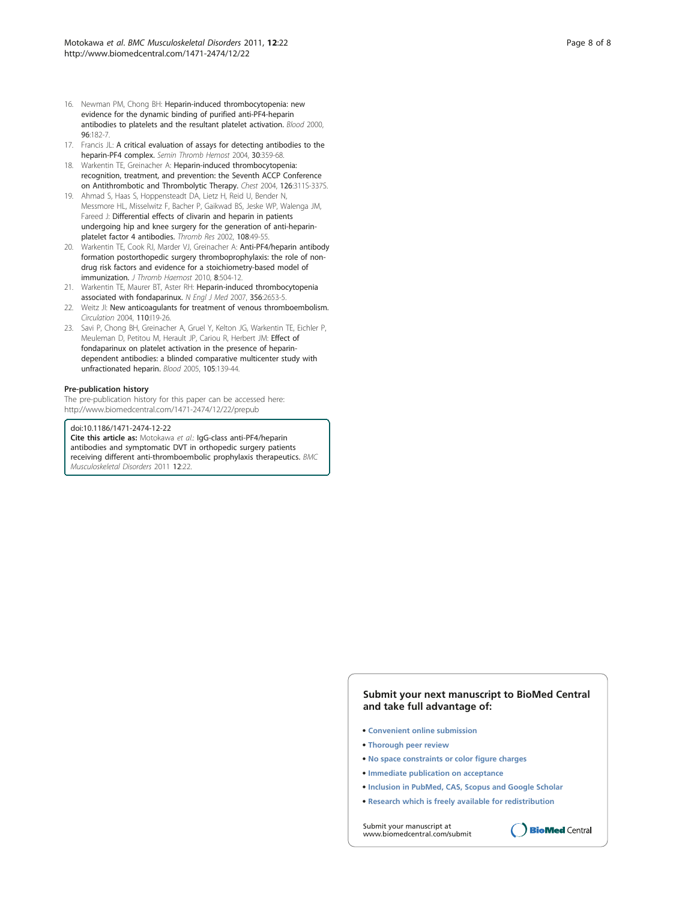16. Newman PM, Chong BH: **Heparin-induced thrombocytopenia: new evidence for the dynamic binding of purified anti-PF4-heparin antibodies to platelets and the resultant platelet activation.** *Blood* 2000, **96**:182-7.
17. Francis JL: **A critical evaluation of assays for detecting antibodies to the heparin-PF4 complex.** *Semin Thromb Hemost* 2004, **30**:359-68.
18. Warkentin TE, Greinacher A: **Heparin-induced thrombocytopenia: recognition, treatment, and prevention: the Seventh ACCP Conference on Antithrombotic and Thrombolytic Therapy.** *Chest* 2004, **126**:311S-337S.
19. Ahmad S, Haas S, Hoppensteadt DA, Lietz H, Reid U, Bender N, Messmore HL, Misselwitz F, Bacher P, Gaikwad BS, Jeske WP, Walenga JM, Fareed J: **Differential effects of clivarin and heparin in patients undergoing hip and knee surgery for the generation of anti-heparin-platelet factor 4 antibodies.** *Thromb Res* 2002, **108**:49-55.
20. Warkentin TE, Cook RJ, Marder VJ, Greinacher A: **Anti-PF4/heparin antibody formation postorthopedic surgery thromboprophylaxis: the role of non-drug risk factors and evidence for a stoichiometry-based model of immunization.** *J Thromb Haemost* 2010, **8**:504-12.
21. Warkentin TE, Maurer BT, Aster RH: **Heparin-induced thrombocytopenia associated with fondaparinux.** *N Engl J Med* 2007, **356**:2653-5.
22. Weitz JI: **New anticoagulants for treatment of venous thromboembolism.** *Circulation* 2004, **110**:I19-26.
23. Savi P, Chong BH, Greinacher A, Gruel Y, Kelton JG, Warkentin TE, Eichler P, Meuleman D, Petitou M, Herault JP, Cariou R, Herbert JM: **Effect of fondaparinux on platelet activation in the presence of heparin-dependent antibodies: a blinded comparative multicenter study with unfractionated heparin.** *Blood* 2005, **105**:139-44.

#### Pre-publication history

The pre-publication history for this paper can be accessed here:
http://www.biomedcentral.com/1471-2474/12/22/prepub

doi:10.1186/1471-2474-12-22
**Cite this article as:** Motokawa *et al.*: IgG-class anti-PF4/heparin antibodies and symptomatic DVT in orthopedic surgery patients receiving different anti-thromboembolic prophylaxis therapeutics. *BMC Musculoskeletal Disorders* 2011 **12**:22.

**Submit your next manuscript to BioMed Central and take full advantage of:**

- Convenient online submission
- Thorough peer review
- No space constraints or color figure charges
- Immediate publication on acceptance
- Inclusion in PubMed, CAS, Scopus and Google Scholar
- Research which is freely available for redistribution

Submit your manuscript at
www.biomedcentral.com/submit

BioMed Central